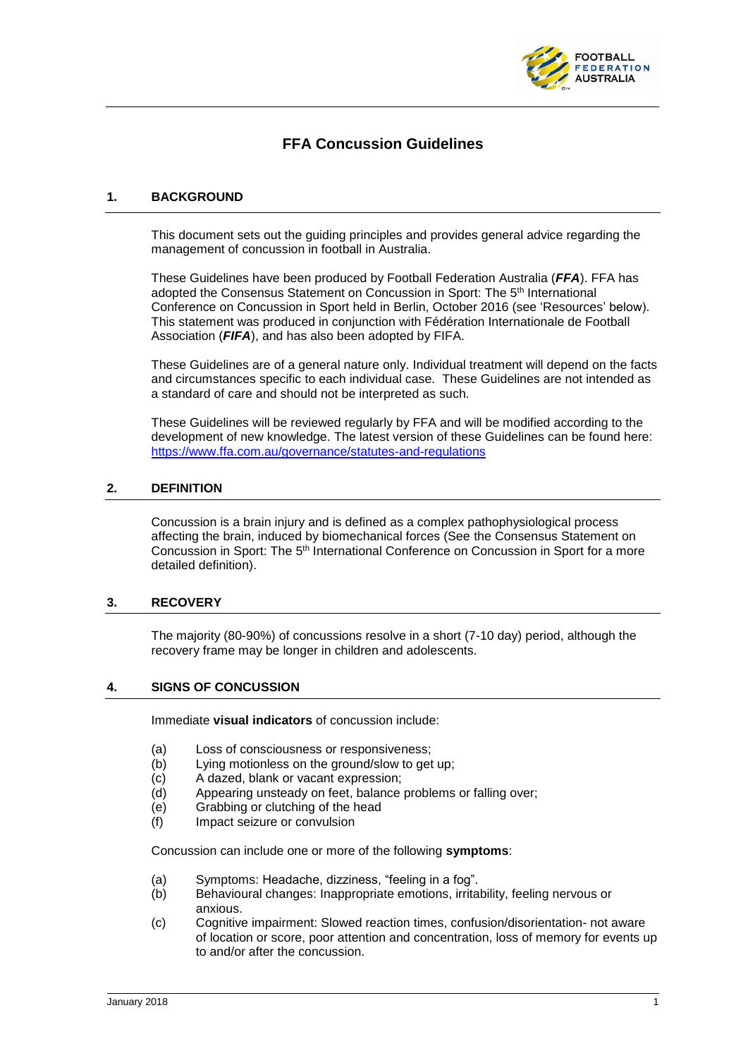# FFA Concussion Guidelines

## 1. BACKGROUND

This document sets out the guiding principles and provides general advice regarding the management of concussion in football in Australia.

These Guidelines have been produced by Football Federation Australia (***FFA***). FFA has adopted the Consensus Statement on Concussion in Sport: The 5th International Conference on Concussion in Sport held in Berlin, October 2016 (see 'Resources' below). This statement was produced in conjunction with Fédération Internationale de Football Association (***FIFA***), and has also been adopted by FIFA.

These Guidelines are of a general nature only. Individual treatment will depend on the facts and circumstances specific to each individual case. These Guidelines are not intended as a standard of care and should not be interpreted as such.

These Guidelines will be reviewed regularly by FFA and will be modified according to the development of new knowledge. The latest version of these Guidelines can be found here: https://www.ffa.com.au/governance/statutes-and-regulations

## 2. DEFINITION

Concussion is a brain injury and is defined as a complex pathophysiological process affecting the brain, induced by biomechanical forces (See the Consensus Statement on Concussion in Sport: The 5th International Conference on Concussion in Sport for a more detailed definition).

## 3. RECOVERY

The majority (80-90%) of concussions resolve in a short (7-10 day) period, although the recovery frame may be longer in children and adolescents.

## 4. SIGNS OF CONCUSSION

Immediate **visual indicators** of concussion include:

(a) Loss of consciousness or responsiveness;
(b) Lying motionless on the ground/slow to get up;
(c) A dazed, blank or vacant expression;
(d) Appearing unsteady on feet, balance problems or falling over;
(e) Grabbing or clutching of the head
(f) Impact seizure or convulsion

Concussion can include one or more of the following **symptoms**:

(a) Symptoms: Headache, dizziness, "feeling in a fog".
(b) Behavioural changes: Inappropriate emotions, irritability, feeling nervous or anxious.
(c) Cognitive impairment: Slowed reaction times, confusion/disorientation- not aware of location or score, poor attention and concentration, loss of memory for events up to and/or after the concussion.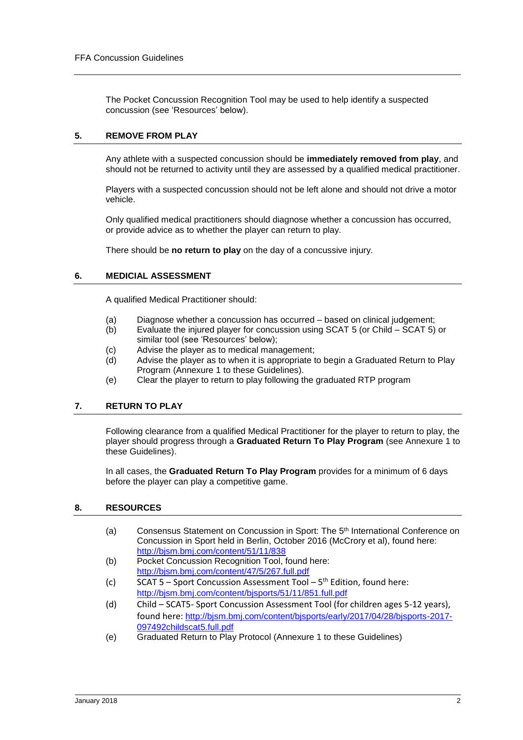The Pocket Concussion Recognition Tool may be used to help identify a suspected concussion (see 'Resources' below).

## 5. REMOVE FROM PLAY

Any athlete with a suspected concussion should be **immediately removed from play**, and should not be returned to activity until they are assessed by a qualified medical practitioner.

Players with a suspected concussion should not be left alone and should not drive a motor vehicle.

Only qualified medical practitioners should diagnose whether a concussion has occurred, or provide advice as to whether the player can return to play.

There should be **no return to play** on the day of a concussive injury.

## 6. MEDICAL ASSESSMENT

A qualified Medical Practitioner should:

(a) Diagnose whether a concussion has occurred – based on clinical judgement;
(b) Evaluate the injured player for concussion using SCAT 5 (or Child – SCAT 5) or similar tool (see 'Resources' below);
(c) Advise the player as to medical management;
(d) Advise the player as to when it is appropriate to begin a Graduated Return to Play Program (Annexure 1 to these Guidelines).
(e) Clear the player to return to play following the graduated RTP program

## 7. RETURN TO PLAY

Following clearance from a qualified Medical Practitioner for the player to return to play, the player should progress through a **Graduated Return To Play Program** (see Annexure 1 to these Guidelines).

In all cases, the **Graduated Return To Play Program** provides for a minimum of 6 days before the player can play a competitive game.

## 8. RESOURCES

(a) Consensus Statement on Concussion in Sport: The 5th International Conference on Concussion in Sport held in Berlin, October 2016 (McCrory et al), found here: http://bjsm.bmj.com/content/51/11/838
(b) Pocket Concussion Recognition Tool, found here: http://bjsm.bmj.com/content/47/5/267.full.pdf
(c) SCAT 5 – Sport Concussion Assessment Tool – 5th Edition, found here: http://bjsm.bmj.com/content/bjsports/51/11/851.full.pdf
(d) Child – SCAT5- Sport Concussion Assessment Tool (for children ages 5-12 years), found here: http://bjsm.bmj.com/content/bjsports/early/2017/04/28/bjsports-2017-097492childscat5.full.pdf
(e) Graduated Return to Play Protocol (Annexure 1 to these Guidelines)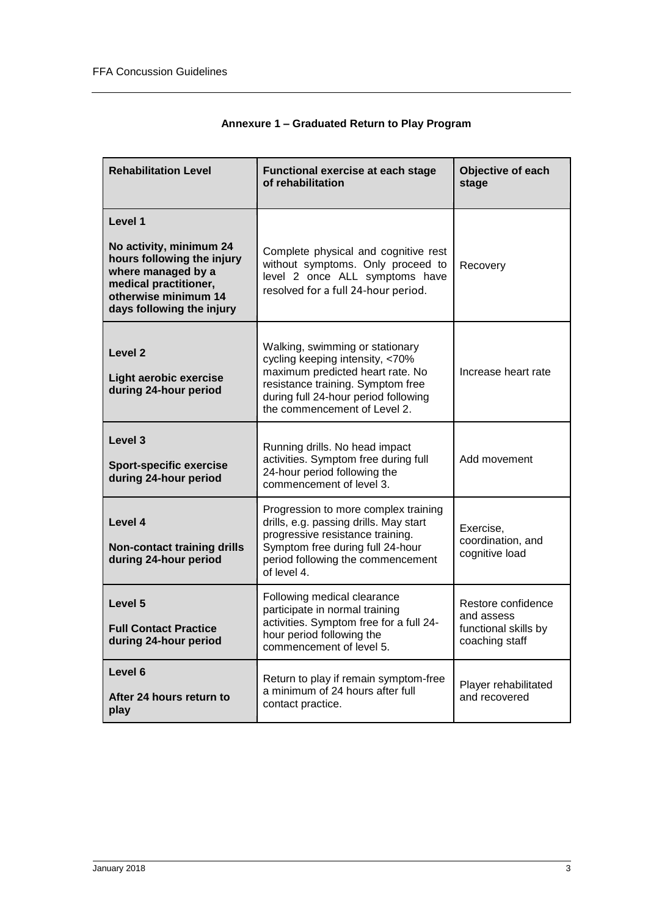## Annexure 1 – Graduated Return to Play Program

| Rehabilitation Level | Functional exercise at each stage of rehabilitation | Objective of each stage |
|---|---|---|
| **Level 1**<br><br>**No activity, minimum 24 hours following the injury where managed by a medical practitioner, otherwise minimum 14 days following the injury** | Complete physical and cognitive rest without symptoms. Only proceed to level 2 once ALL symptoms have resolved for a full 24-hour period. | Recovery |
| **Level 2**<br><br>**Light aerobic exercise during 24-hour period** | Walking, swimming or stationary cycling keeping intensity, <70% maximum predicted heart rate. No resistance training. Symptom free during full 24-hour period following the commencement of Level 2. | Increase heart rate |
| **Level 3**<br><br>**Sport-specific exercise during 24-hour period** | Running drills. No head impact activities. Symptom free during full 24-hour period following the commencement of level 3. | Add movement |
| **Level 4**<br><br>**Non-contact training drills during 24-hour period** | Progression to more complex training drills, e.g. passing drills. May start progressive resistance training. Symptom free during full 24-hour period following the commencement of level 4. | Exercise, coordination, and cognitive load |
| **Level 5**<br><br>**Full Contact Practice during 24-hour period** | Following medical clearance participate in normal training activities. Symptom free for a full 24-hour period following the commencement of level 5. | Restore confidence and assess functional skills by coaching staff |
| **Level 6**<br><br>**After 24 hours return to play** | Return to play if remain symptom-free a minimum of 24 hours after full contact practice. | Player rehabilitated and recovered |